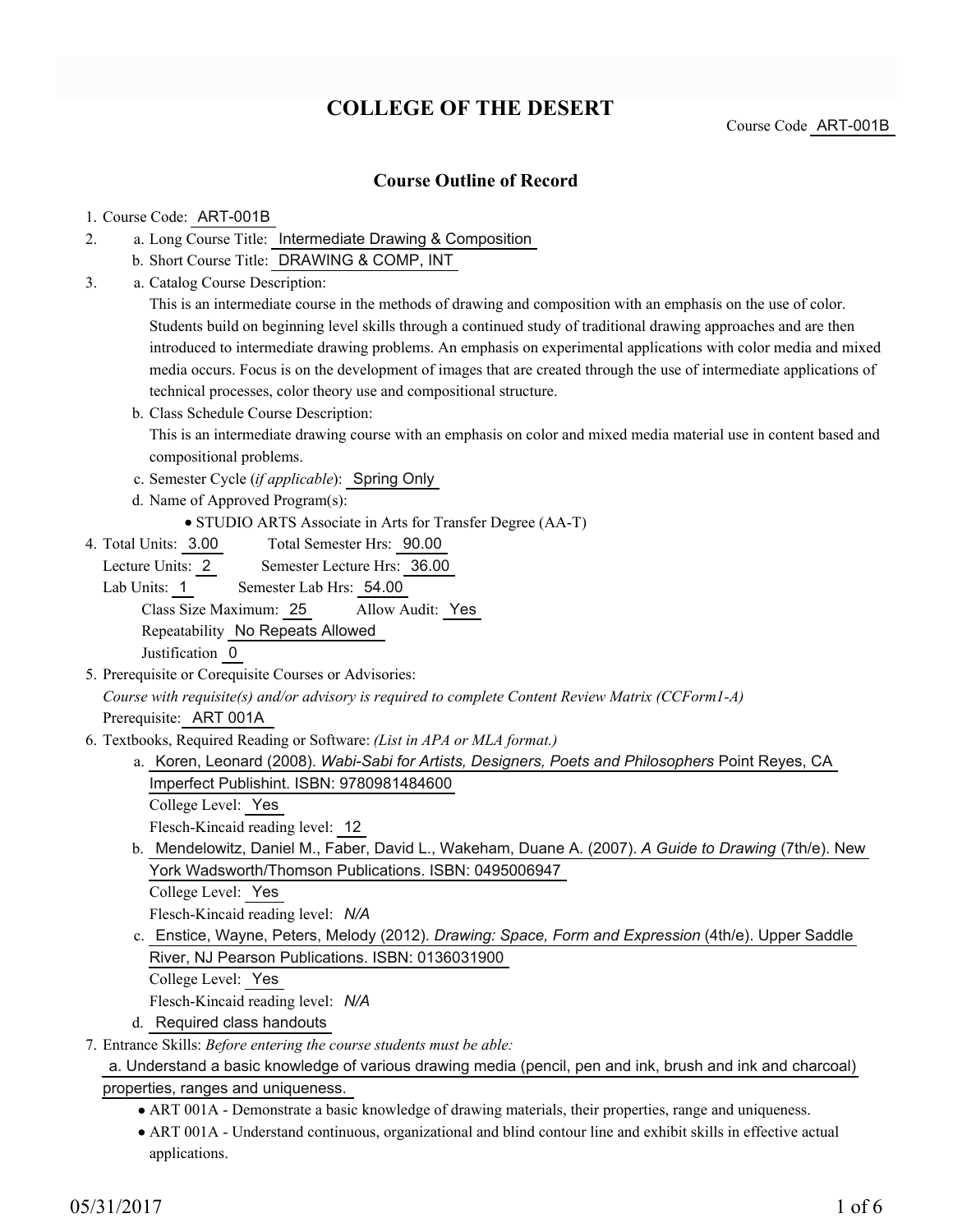# COLLEGE OF THE DESERT

Course Code ART-001B

## Course Outline of Record

1. Course Code: ART-001B
2. a. Long Course Title: Intermediate Drawing & Composition
   b. Short Course Title: DRAWING & COMP, INT
3. a. Catalog Course Description:
   This is an intermediate course in the methods of drawing and composition with an emphasis on the use of color. Students build on beginning level skills through a continued study of traditional drawing approaches and are then introduced to intermediate drawing problems. An emphasis on experimental applications with color media and mixed media occurs. Focus is on the development of images that are created through the use of intermediate applications of technical processes, color theory use and compositional structure.
   b. Class Schedule Course Description:
   This is an intermediate drawing course with an emphasis on color and mixed media material use in content based and compositional problems.
   c. Semester Cycle (*if applicable*): Spring Only
   d. Name of Approved Program(s):
      - STUDIO ARTS Associate in Arts for Transfer Degree (AA-T)
4. Total Units: 3.00 Total Semester Hrs: 90.00
   Lecture Units: 2 Semester Lecture Hrs: 36.00
   Lab Units: 1 Semester Lab Hrs: 54.00
   Class Size Maximum: 25 Allow Audit: Yes
   Repeatability No Repeats Allowed
   Justification 0
5. Prerequisite or Corequisite Courses or Advisories:
   *Course with requisite(s) and/or advisory is required to complete Content Review Matrix (CCForm1-A)*
   Prerequisite: ART 001A
6. Textbooks, Required Reading or Software: *(List in APA or MLA format.)*
   a. Koren, Leonard (2008). *Wabi-Sabi for Artists, Designers, Poets and Philosophers* Point Reyes, CA Imperfect Publishint. ISBN: 9780981484600
      College Level: Yes
      Flesch-Kincaid reading level: 12
   b. Mendelowitz, Daniel M., Faber, David L., Wakeham, Duane A. (2007). *A Guide to Drawing* (7th/e). New York Wadsworth/Thomson Publications. ISBN: 0495006947
      College Level: Yes
      Flesch-Kincaid reading level: *N/A*
   c. Enstice, Wayne, Peters, Melody (2012). *Drawing: Space, Form and Expression* (4th/e). Upper Saddle River, NJ Pearson Publications. ISBN: 0136031900
      College Level: Yes
      Flesch-Kincaid reading level: *N/A*
   d. Required class handouts
7. Entrance Skills: *Before entering the course students must be able:*
   a. Understand a basic knowledge of various drawing media (pencil, pen and ink, brush and ink and charcoal) properties, ranges and uniqueness.
      - ART 001A - Demonstrate a basic knowledge of drawing materials, their properties, range and uniqueness.
      - ART 001A - Understand continuous, organizational and blind contour line and exhibit skills in effective actual applications.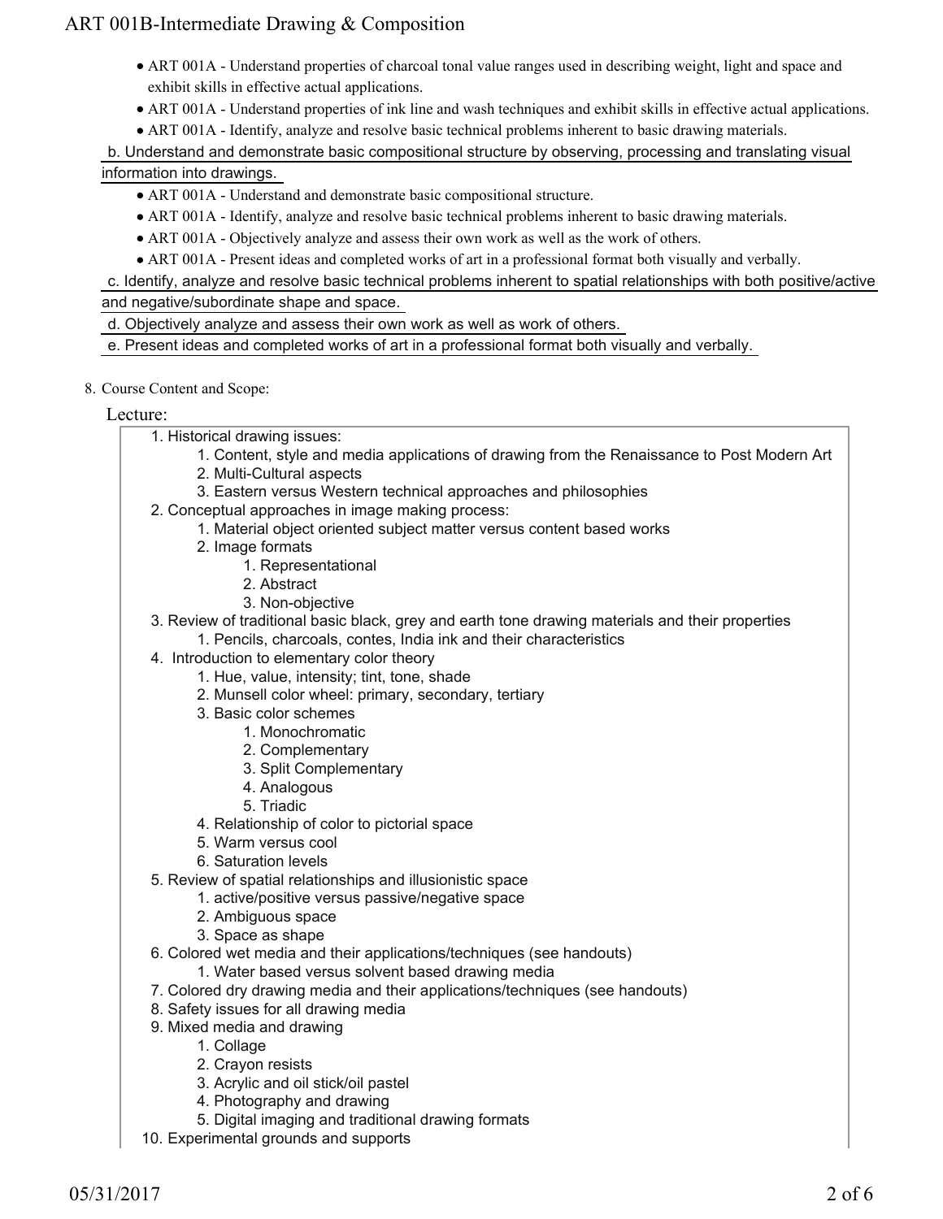- ART 001A - Understand properties of charcoal tonal value ranges used in describing weight, light and space and exhibit skills in effective actual applications.
- ART 001A - Understand properties of ink line and wash techniques and exhibit skills in effective actual applications.
- ART 001A - Identify, analyze and resolve basic technical problems inherent to basic drawing materials.

b. Understand and demonstrate basic compositional structure by observing, processing and translating visual information into drawings.

- ART 001A - Understand and demonstrate basic compositional structure.
- ART 001A - Identify, analyze and resolve basic technical problems inherent to basic drawing materials.
- ART 001A - Objectively analyze and assess their own work as well as the work of others.
- ART 001A - Present ideas and completed works of art in a professional format both visually and verbally.

c. Identify, analyze and resolve basic technical problems inherent to spatial relationships with both positive/active and negative/subordinate shape and space.

d. Objectively analyze and assess their own work as well as work of others.

e. Present ideas and completed works of art in a professional format both visually and verbally.

8. Course Content and Scope:

Lecture:

1. Historical drawing issues:
    1. Content, style and media applications of drawing from the Renaissance to Post Modern Art
    2. Multi-Cultural aspects
    3. Eastern versus Western technical approaches and philosophies
2. Conceptual approaches in image making process:
    1. Material object oriented subject matter versus content based works
    2. Image formats
        1. Representational
        2. Abstract
        3. Non-objective
3. Review of traditional basic black, grey and earth tone drawing materials and their properties
    1. Pencils, charcoals, contes, India ink and their characteristics
4. Introduction to elementary color theory
    1. Hue, value, intensity; tint, tone, shade
    2. Munsell color wheel: primary, secondary, tertiary
    3. Basic color schemes
        1. Monochromatic
        2. Complementary
        3. Split Complementary
        4. Analogous
        5. Triadic
    4. Relationship of color to pictorial space
    5. Warm versus cool
    6. Saturation levels
5. Review of spatial relationships and illusionistic space
    1. active/positive versus passive/negative space
    2. Ambiguous space
    3. Space as shape
6. Colored wet media and their applications/techniques (see handouts)
    1. Water based versus solvent based drawing media
7. Colored dry drawing media and their applications/techniques (see handouts)
8. Safety issues for all drawing media
9. Mixed media and drawing
    1. Collage
    2. Crayon resists
    3. Acrylic and oil stick/oil pastel
    4. Photography and drawing
    5. Digital imaging and traditional drawing formats
10. Experimental grounds and supports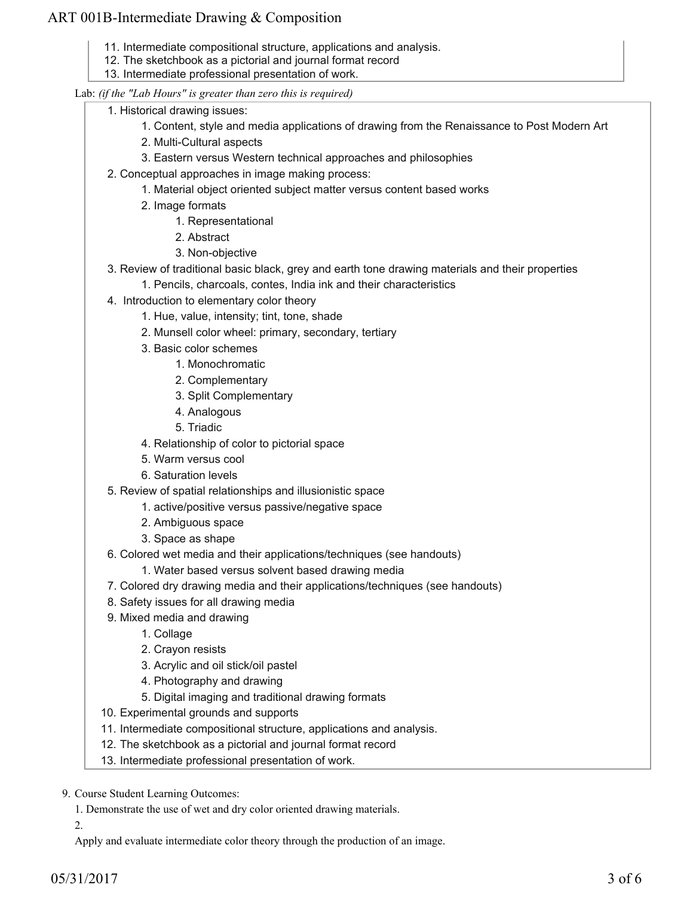11. Intermediate compositional structure, applications and analysis.
12. The sketchbook as a pictorial and journal format record
13. Intermediate professional presentation of work.

Lab: *(if the "Lab Hours" is greater than zero this is required)*

1. Historical drawing issues:
   1. Content, style and media applications of drawing from the Renaissance to Post Modern Art
   2. Multi-Cultural aspects
   3. Eastern versus Western technical approaches and philosophies
2. Conceptual approaches in image making process:
   1. Material object oriented subject matter versus content based works
   2. Image formats
      1. Representational
      2. Abstract
      3. Non-objective
3. Review of traditional basic black, grey and earth tone drawing materials and their properties
   1. Pencils, charcoals, contes, India ink and their characteristics
4. Introduction to elementary color theory
   1. Hue, value, intensity; tint, tone, shade
   2. Munsell color wheel: primary, secondary, tertiary
   3. Basic color schemes
      1. Monochromatic
      2. Complementary
      3. Split Complementary
      4. Analogous
      5. Triadic
   4. Relationship of color to pictorial space
   5. Warm versus cool
   6. Saturation levels
5. Review of spatial relationships and illusionistic space
   1. active/positive versus passive/negative space
   2. Ambiguous space
   3. Space as shape
6. Colored wet media and their applications/techniques (see handouts)
   1. Water based versus solvent based drawing media
7. Colored dry drawing media and their applications/techniques (see handouts)
8. Safety issues for all drawing media
9. Mixed media and drawing
   1. Collage
   2. Crayon resists
   3. Acrylic and oil stick/oil pastel
   4. Photography and drawing
   5. Digital imaging and traditional drawing formats
10. Experimental grounds and supports
11. Intermediate compositional structure, applications and analysis.
12. The sketchbook as a pictorial and journal format record
13. Intermediate professional presentation of work.

9. Course Student Learning Outcomes:

1. Demonstrate the use of wet and dry color oriented drawing materials.

2.

Apply and evaluate intermediate color theory through the production of an image.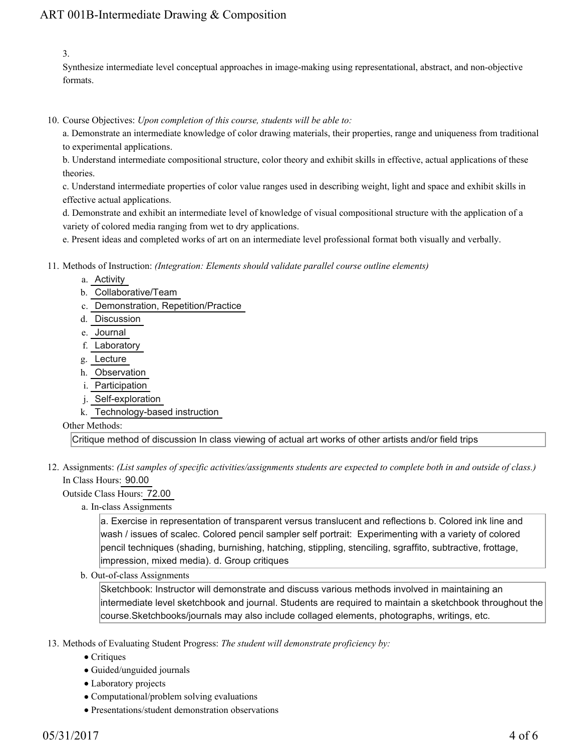3.

Synthesize intermediate level conceptual approaches in image-making using representational, abstract, and non-objective formats.

10. Course Objectives: *Upon completion of this course, students will be able to:*

    a. Demonstrate an intermediate knowledge of color drawing materials, their properties, range and uniqueness from traditional to experimental applications.

    b. Understand intermediate compositional structure, color theory and exhibit skills in effective, actual applications of these theories.

    c. Understand intermediate properties of color value ranges used in describing weight, light and space and exhibit skills in effective actual applications.

    d. Demonstrate and exhibit an intermediate level of knowledge of visual compositional structure with the application of a variety of colored media ranging from wet to dry applications.

    e. Present ideas and completed works of art on an intermediate level professional format both visually and verbally.

11. Methods of Instruction: *(Integration: Elements should validate parallel course outline elements)*

    a. Activity
    b. Collaborative/Team
    c. Demonstration, Repetition/Practice
    d. Discussion
    e. Journal
    f. Laboratory
    g. Lecture
    h. Observation
    i. Participation
    j. Self-exploration
    k. Technology-based instruction

    Other Methods:

    Critique method of discussion In class viewing of actual art works of other artists and/or field trips

12. Assignments: *(List samples of specific activities/assignments students are expected to complete both in and outside of class.)*

    In Class Hours: 90.00

    Outside Class Hours: 72.00

    a. In-class Assignments

       a. Exercise in representation of transparent versus translucent and reflections b. Colored ink line and wash / issues of scalec. Colored pencil sampler self portrait: Experimenting with a variety of colored pencil techniques (shading, burnishing, hatching, stippling, stenciling, sgraffito, subtractive, frottage, impression, mixed media). d. Group critiques

    b. Out-of-class Assignments

       Sketchbook: Instructor will demonstrate and discuss various methods involved in maintaining an intermediate level sketchbook and journal. Students are required to maintain a sketchbook throughout the course.Sketchbooks/journals may also include collaged elements, photographs, writings, etc.

13. Methods of Evaluating Student Progress: *The student will demonstrate proficiency by:*

    - Critiques
    - Guided/unguided journals
    - Laboratory projects
    - Computational/problem solving evaluations
    - Presentations/student demonstration observations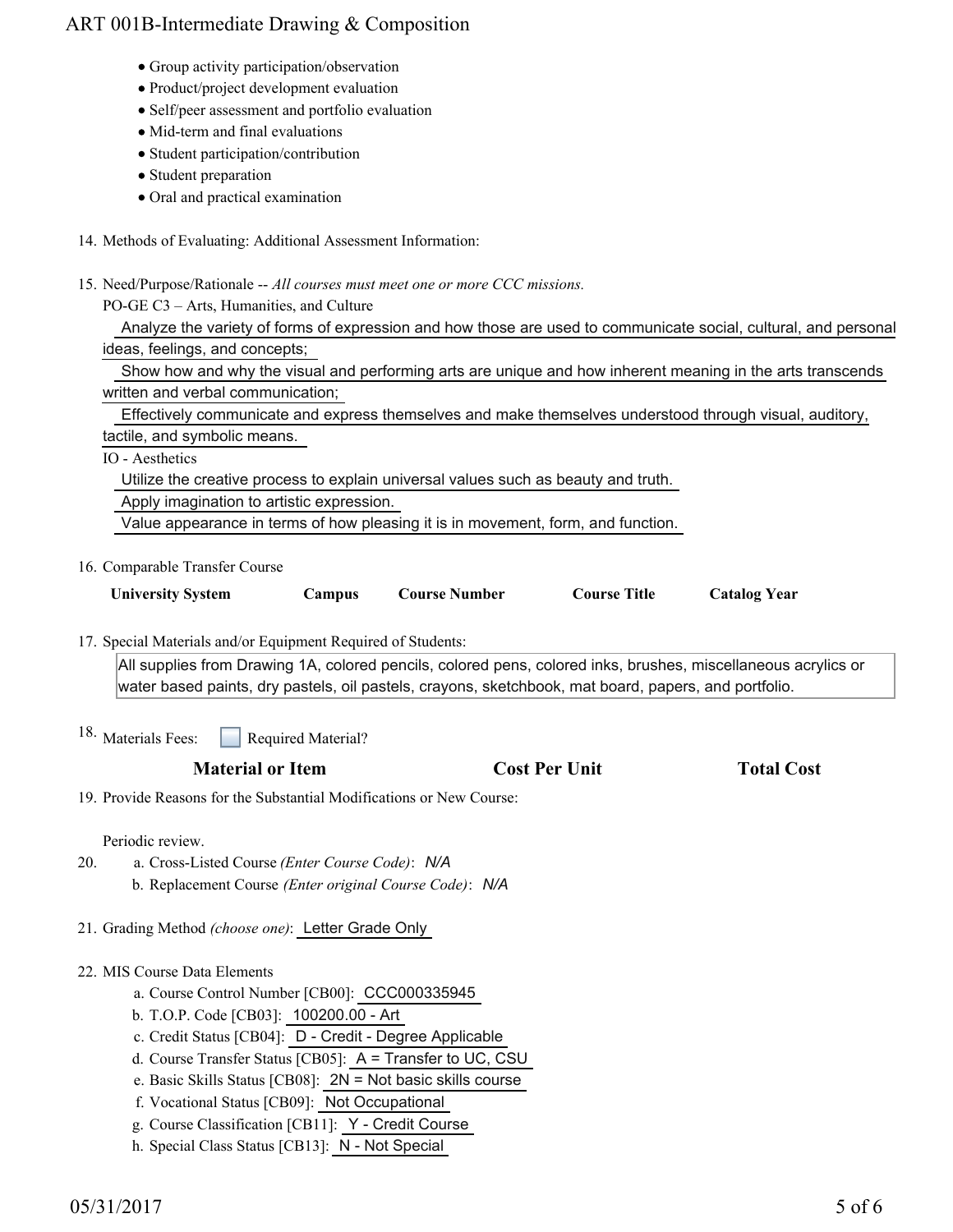- Group activity participation/observation
- Product/project development evaluation
- Self/peer assessment and portfolio evaluation
- Mid-term and final evaluations
- Student participation/contribution
- Student preparation
- Oral and practical examination

14. Methods of Evaluating: Additional Assessment Information:

15. Need/Purpose/Rationale -- *All courses must meet one or more CCC missions.*

    PO-GE C3 – Arts, Humanities, and Culture

    Analyze the variety of forms of expression and how those are used to communicate social, cultural, and personal ideas, feelings, and concepts;

    Show how and why the visual and performing arts are unique and how inherent meaning in the arts transcends written and verbal communication;

    Effectively communicate and express themselves and make themselves understood through visual, auditory, tactile, and symbolic means.

    IO - Aesthetics

    Utilize the creative process to explain universal values such as beauty and truth.

    Apply imagination to artistic expression.

    Value appearance in terms of how pleasing it is in movement, form, and function.

16. Comparable Transfer Course

| University System | Campus | Course Number | Course Title | Catalog Year |
|---|---|---|---|---|

17. Special Materials and/or Equipment Required of Students:

    All supplies from Drawing 1A, colored pencils, colored pens, colored inks, brushes, miscellaneous acrylics or water based paints, dry pastels, oil pastels, crayons, sketchbook, mat board, papers, and portfolio.

18. Materials Fees: ☐ Required Material?

| Material or Item | Cost Per Unit | Total Cost |
|---|---|---|

19. Provide Reasons for the Substantial Modifications or New Course:

    Periodic review.

20. a. Cross-Listed Course *(Enter Course Code)*: N/A
    b. Replacement Course *(Enter original Course Code)*: N/A

21. Grading Method *(choose one)*: Letter Grade Only

22. MIS Course Data Elements
    a. Course Control Number [CB00]: CCC000335945
    b. T.O.P. Code [CB03]: 100200.00 - Art
    c. Credit Status [CB04]: D - Credit - Degree Applicable
    d. Course Transfer Status [CB05]: A = Transfer to UC, CSU
    e. Basic Skills Status [CB08]: 2N = Not basic skills course
    f. Vocational Status [CB09]: Not Occupational
    g. Course Classification [CB11]: Y - Credit Course
    h. Special Class Status [CB13]: N - Not Special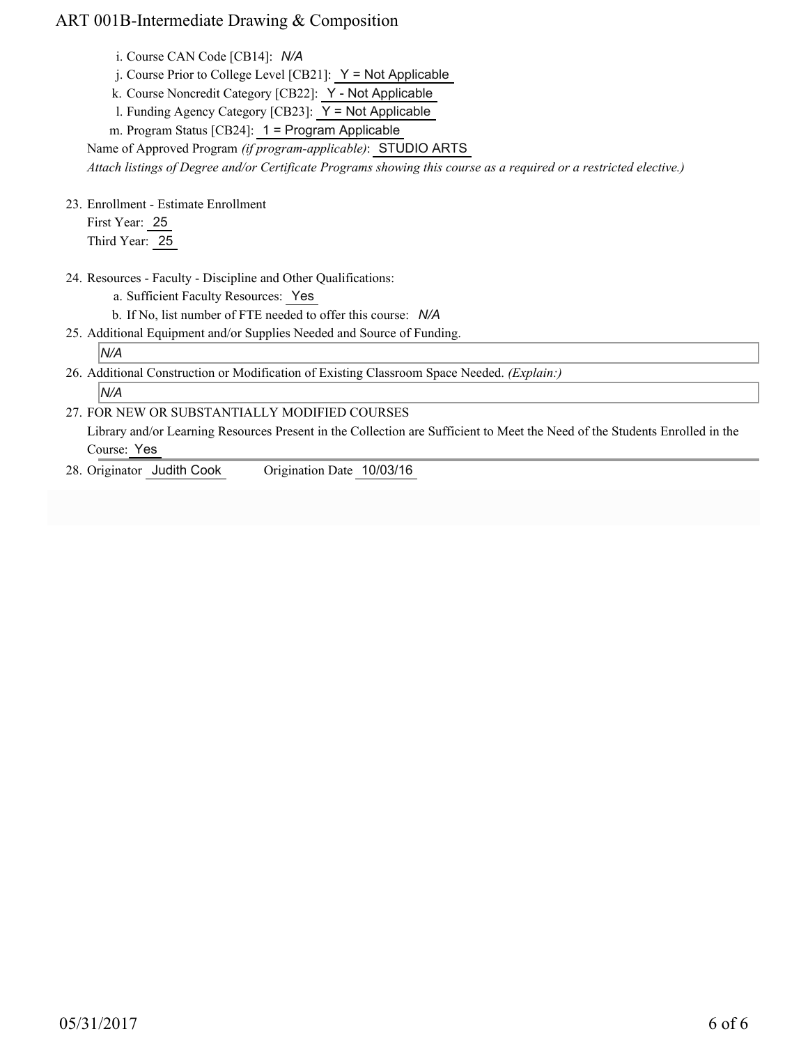i. Course CAN Code [CB14]: *N/A*

j. Course Prior to College Level [CB21]: Y = Not Applicable

k. Course Noncredit Category [CB22]: Y - Not Applicable

l. Funding Agency Category [CB23]: Y = Not Applicable

m. Program Status [CB24]: 1 = Program Applicable

Name of Approved Program *(if program-applicable)*: STUDIO ARTS

*Attach listings of Degree and/or Certificate Programs showing this course as a required or a restricted elective.)*

23. Enrollment - Estimate Enrollment

    First Year: 25

    Third Year: 25

24. Resources - Faculty - Discipline and Other Qualifications:

    a. Sufficient Faculty Resources: Yes

    b. If No, list number of FTE needed to offer this course: *N/A*

25. Additional Equipment and/or Supplies Needed and Source of Funding.

    *N/A*

26. Additional Construction or Modification of Existing Classroom Space Needed. *(Explain:)*

    *N/A*

27. FOR NEW OR SUBSTANTIALLY MODIFIED COURSES

    Library and/or Learning Resources Present in the Collection are Sufficient to Meet the Need of the Students Enrolled in the Course: Yes

28. Originator Judith Cook    Origination Date 10/03/16